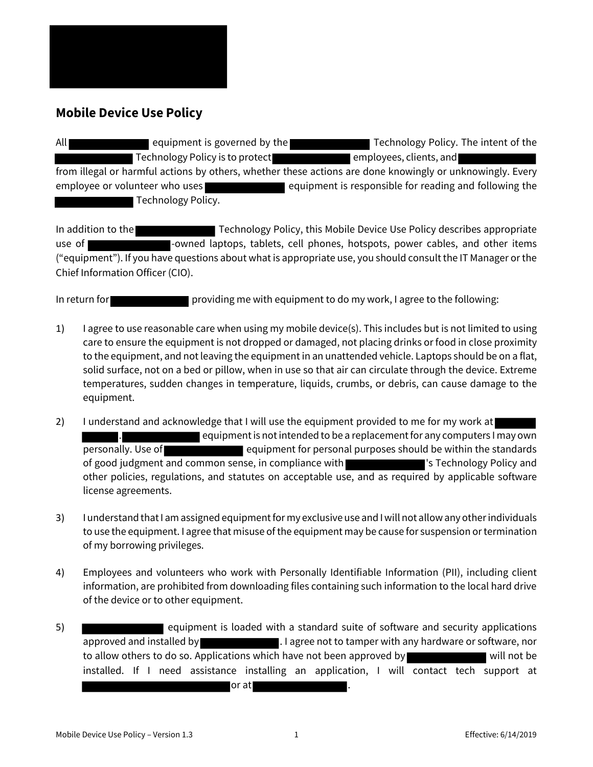## Mobile Device Use Policy

All ████ equipment is governed by the ████ Technology Policy. The intent of the ████ Technology Policy is to protect ████ employees, clients, and ████ from illegal or harmful actions by others, whether these actions are done knowingly or unknowingly. Every employee or volunteer who uses ████ equipment is responsible for reading and following the ████ Technology Policy.

In addition to the ████ Technology Policy, this Mobile Device Use Policy describes appropriate use of ████-owned laptops, tablets, cell phones, hotspots, power cables, and other items ("equipment"). If you have questions about what is appropriate use, you should consult the IT Manager or the Chief Information Officer (CIO).

In return for ████ providing me with equipment to do my work, I agree to the following:

1) I agree to use reasonable care when using my mobile device(s). This includes but is not limited to using care to ensure the equipment is not dropped or damaged, not placing drinks or food in close proximity to the equipment, and not leaving the equipment in an unattended vehicle. Laptops should be on a flat, solid surface, not on a bed or pillow, when in use so that air can circulate through the device. Extreme temperatures, sudden changes in temperature, liquids, crumbs, or debris, can cause damage to the equipment.

2) I understand and acknowledge that I will use the equipment provided to me for my work at ████ ████. ████ equipment is not intended to be a replacement for any computers I may own personally. Use of ████ equipment for personal purposes should be within the standards of good judgment and common sense, in compliance with ████'s Technology Policy and other policies, regulations, and statutes on acceptable use, and as required by applicable software license agreements.

3) I understand that I am assigned equipment for my exclusive use and I will not allow any other individuals to use the equipment. I agree that misuse of the equipment may be cause for suspension or termination of my borrowing privileges.

4) Employees and volunteers who work with Personally Identifiable Information (PII), including client information, are prohibited from downloading files containing such information to the local hard drive of the device or to other equipment.

5) ████ equipment is loaded with a standard suite of software and security applications approved and installed by ████. I agree not to tamper with any hardware or software, nor to allow others to do so. Applications which have not been approved by ████ will not be installed. If I need assistance installing an application, I will contact tech support at ████ or at ████.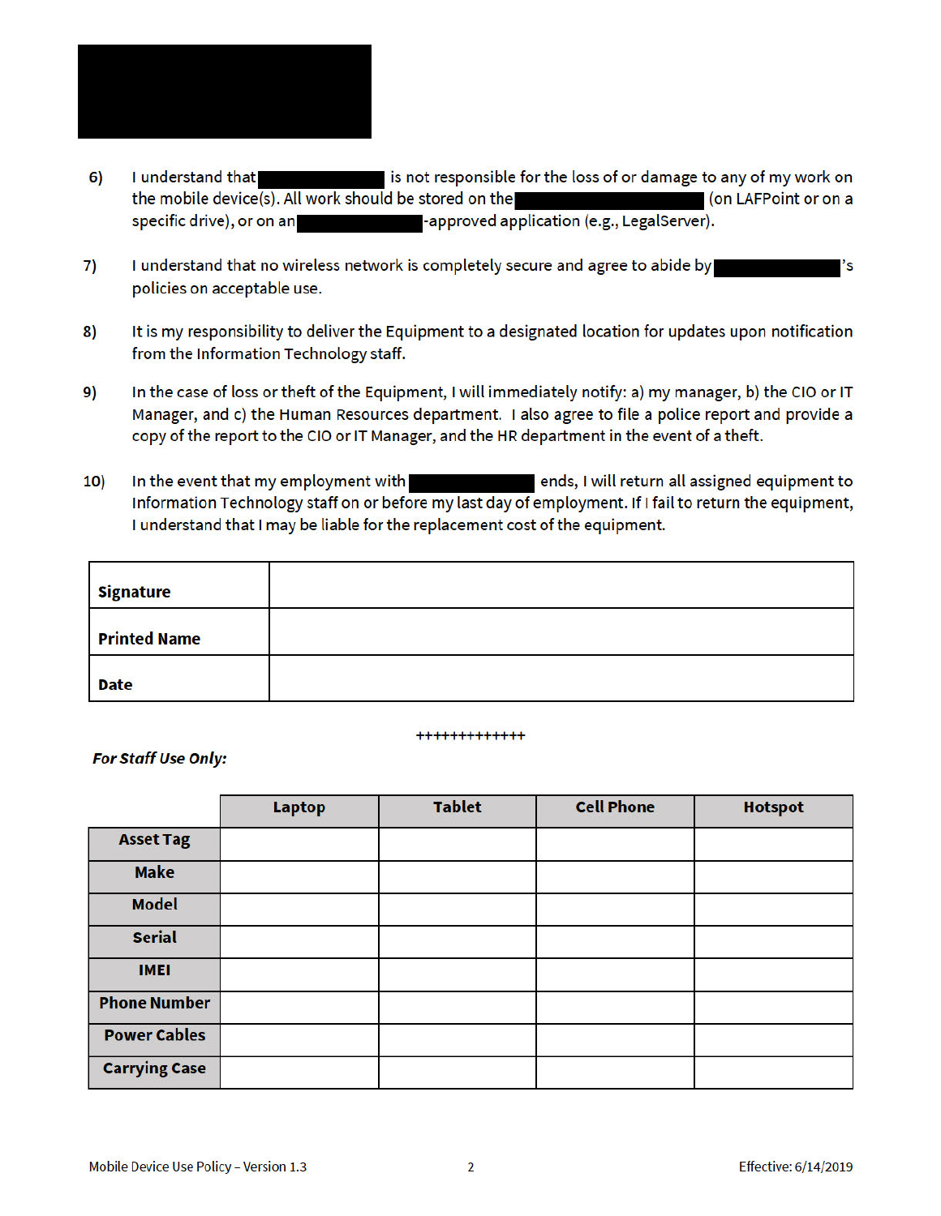6) I understand that [REDACTED] is not responsible for the loss of or damage to any of my work on the mobile device(s). All work should be stored on the [REDACTED] (on LAFPoint or on a specific drive), or on an [REDACTED]-approved application (e.g., LegalServer).

7) I understand that no wireless network is completely secure and agree to abide by [REDACTED]'s policies on acceptable use.

8) It is my responsibility to deliver the Equipment to a designated location for updates upon notification from the Information Technology staff.

9) In the case of loss or theft of the Equipment, I will immediately notify: a) my manager, b) the CIO or IT Manager, and c) the Human Resources department. I also agree to file a police report and provide a copy of the report to the CIO or IT Manager, and the HR department in the event of a theft.

10) In the event that my employment with [REDACTED] ends, I will return all assigned equipment to Information Technology staff on or before my last day of employment. If I fail to return the equipment, I understand that I may be liable for the replacement cost of the equipment.

| | |
|---|---|
| **Signature** | |
| **Printed Name** | |
| **Date** | |

+++++++++++++

***For Staff Use Only:***

| | Laptop | Tablet | Cell Phone | Hotspot |
|---|---|---|---|---|
| **Asset Tag** | | | | |
| **Make** | | | | |
| **Model** | | | | |
| **Serial** | | | | |
| **IMEI** | | | | |
| **Phone Number** | | | | |
| **Power Cables** | | | | |
| **Carrying Case** | | | | |